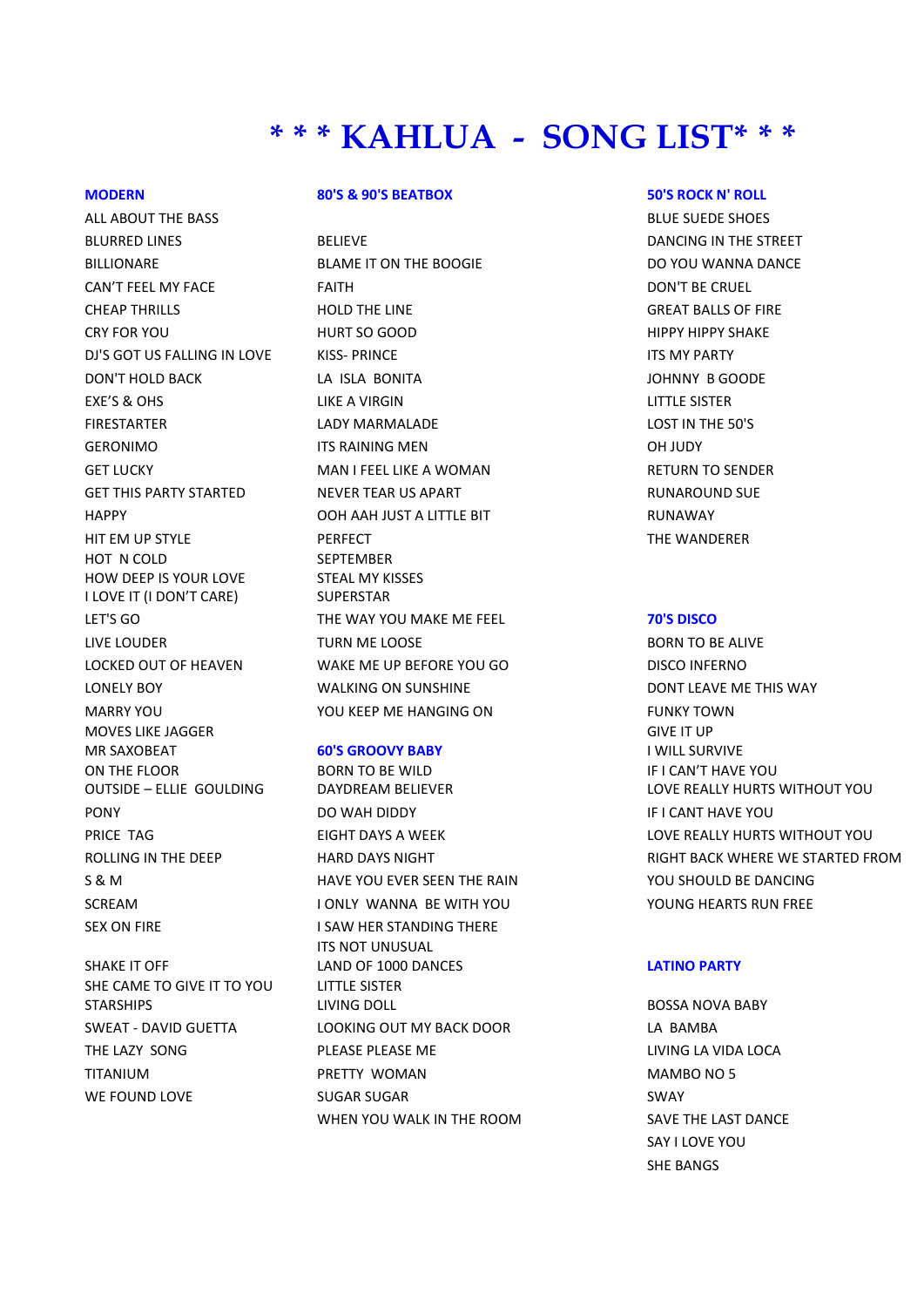# * * * KAHLUA - SONG LIST* * *

### MODERN

ALL ABOUT THE BASS
BLURRED LINES
BILLIONARE
CAN'T FEEL MY FACE
CHEAP THRILLS
CRY FOR YOU
DJ'S GOT US FALLING IN LOVE
DON'T HOLD BACK
EXE'S & OHS
FIRESTARTER
GERONIMO
GET LUCKY
GET THIS PARTY STARTED
HAPPY
HIT EM UP STYLE
HOT N COLD
HOW DEEP IS YOUR LOVE
I LOVE IT (I DON'T CARE)
LET'S GO
LIVE LOUDER
LOCKED OUT OF HEAVEN
LONELY BOY
MARRY YOU
MOVES LIKE JAGGER
MR SAXOBEAT
ON THE FLOOR
OUTSIDE – ELLIE GOULDING
PONY
PRICE TAG
ROLLING IN THE DEEP
S & M
SCREAM
SEX ON FIRE
SHAKE IT OFF
SHE CAME TO GIVE IT TO YOU
STARSHIPS
SWEAT - DAVID GUETTA
THE LAZY SONG
TITANIUM
WE FOUND LOVE

### 80'S & 90'S BEATBOX

BELIEVE
BLAME IT ON THE BOOGIE
FAITH
HOLD THE LINE
HURT SO GOOD
KISS- PRINCE
LA ISLA BONITA
LIKE A VIRGIN
LADY MARMALADE
ITS RAINING MEN
MAN I FEEL LIKE A WOMAN
NEVER TEAR US APART
OOH AAH JUST A LITTLE BIT
PERFECT
SEPTEMBER
STEAL MY KISSES
SUPERSTAR
THE WAY YOU MAKE ME FEEL
TURN ME LOOSE
WAKE ME UP BEFORE YOU GO
WALKING ON SUNSHINE
YOU KEEP ME HANGING ON

### 60'S GROOVY BABY

BORN TO BE WILD
DAYDREAM BELIEVER
DO WAH DIDDY
EIGHT DAYS A WEEK
HARD DAYS NIGHT
HAVE YOU EVER SEEN THE RAIN
I ONLY WANNA BE WITH YOU
I SAW HER STANDING THERE
ITS NOT UNUSUAL
LAND OF 1000 DANCES
LITTLE SISTER
LIVING DOLL
LOOKING OUT MY BACK DOOR
PLEASE PLEASE ME
PRETTY WOMAN
SUGAR SUGAR
WHEN YOU WALK IN THE ROOM

### 50'S ROCK N' ROLL

BLUE SUEDE SHOES
DANCING IN THE STREET
DO YOU WANNA DANCE
DON'T BE CRUEL
GREAT BALLS OF FIRE
HIPPY HIPPY SHAKE
ITS MY PARTY
JOHNNY B GOODE
LITTLE SISTER
LOST IN THE 50'S
OH JUDY
RETURN TO SENDER
RUNAROUND SUE
RUNAWAY
THE WANDERER

### 70'S DISCO

BORN TO BE ALIVE
DISCO INFERNO
DONT LEAVE ME THIS WAY
FUNKY TOWN
GIVE IT UP
I WILL SURVIVE
IF I CAN'T HAVE YOU
LOVE REALLY HURTS WITHOUT YOU
IF I CANT HAVE YOU
LOVE REALLY HURTS WITHOUT YOU
RIGHT BACK WHERE WE STARTED FROM
YOU SHOULD BE DANCING
YOUNG HEARTS RUN FREE

### LATINO PARTY

BOSSA NOVA BABY
LA BAMBA
LIVING LA VIDA LOCA
MAMBO NO 5
SWAY
SAVE THE LAST DANCE
SAY I LOVE YOU
SHE BANGS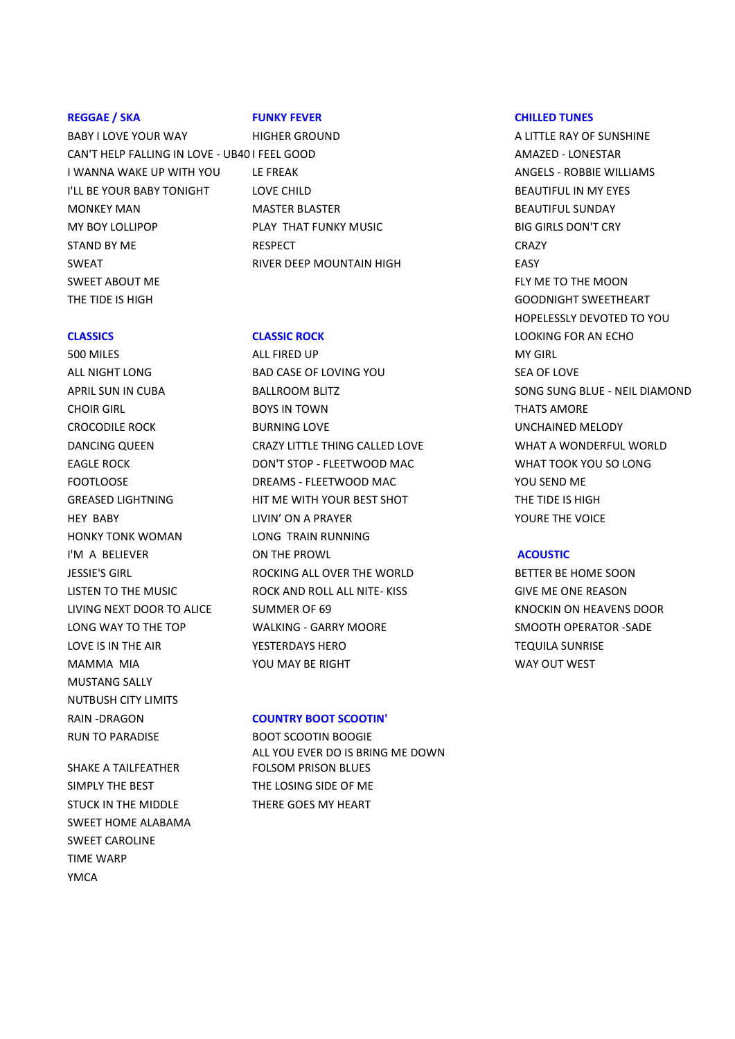## REGGAE / SKA

BABY I LOVE YOUR WAY
CAN'T HELP FALLING IN LOVE - UB40
I WANNA WAKE UP WITH YOU
I'LL BE YOUR BABY TONIGHT
MONKEY MAN
MY BOY LOLLIPOP
STAND BY ME
SWEAT
SWEET ABOUT ME
THE TIDE IS HIGH

## CLASSICS

500 MILES
ALL NIGHT LONG
APRIL SUN IN CUBA
CHOIR GIRL
CROCODILE ROCK
DANCING QUEEN
EAGLE ROCK
FOOTLOOSE
GREASED LIGHTNING
HEY BABY
HONKY TONK WOMAN
I'M A BELIEVER
JESSIE'S GIRL
LISTEN TO THE MUSIC
LIVING NEXT DOOR TO ALICE
LONG WAY TO THE TOP
LOVE IS IN THE AIR
MAMMA MIA
MUSTANG SALLY
NUTBUSH CITY LIMITS
RAIN -DRAGON
RUN TO PARADISE
SHAKE A TAILFEATHER
SIMPLY THE BEST
STUCK IN THE MIDDLE
SWEET HOME ALABAMA
SWEET CAROLINE
TIME WARP
YMCA

## FUNKY FEVER

HIGHER GROUND
I FEEL GOOD
LE FREAK
LOVE CHILD
MASTER BLASTER
PLAY THAT FUNKY MUSIC
RESPECT
RIVER DEEP MOUNTAIN HIGH

## CLASSIC ROCK

ALL FIRED UP
BAD CASE OF LOVING YOU
BALLROOM BLITZ
BOYS IN TOWN
BURNING LOVE
CRAZY LITTLE THING CALLED LOVE
DON'T STOP - FLEETWOOD MAC
DREAMS - FLEETWOOD MAC
HIT ME WITH YOUR BEST SHOT
LIVIN' ON A PRAYER
LONG TRAIN RUNNING
ON THE PROWL
ROCKING ALL OVER THE WORLD
ROCK AND ROLL ALL NITE- KISS
SUMMER OF 69
WALKING - GARRY MOORE
YESTERDAYS HERO
YOU MAY BE RIGHT

## COUNTRY BOOT SCOOTIN'

BOOT SCOOTIN BOOGIE
ALL YOU EVER DO IS BRING ME DOWN
FOLSOM PRISON BLUES
THE LOSING SIDE OF ME
THERE GOES MY HEART

## CHILLED TUNES

A LITTLE RAY OF SUNSHINE
AMAZED - LONESTAR
ANGELS - ROBBIE WILLIAMS
BEAUTIFUL IN MY EYES
BEAUTIFUL SUNDAY
BIG GIRLS DON'T CRY
CRAZY
EASY
FLY ME TO THE MOON
GOODNIGHT SWEETHEART
HOPELESSLY DEVOTED TO YOU
LOOKING FOR AN ECHO
MY GIRL
SEA OF LOVE
SONG SUNG BLUE - NEIL DIAMOND
THATS AMORE
UNCHAINED MELODY
WHAT A WONDERFUL WORLD
WHAT TOOK YOU SO LONG
YOU SEND ME
THE TIDE IS HIGH
YOURE THE VOICE

## ACOUSTIC

BETTER BE HOME SOON
GIVE ME ONE REASON
KNOCKIN ON HEAVENS DOOR
SMOOTH OPERATOR -SADE
TEQUILA SUNRISE
WAY OUT WEST